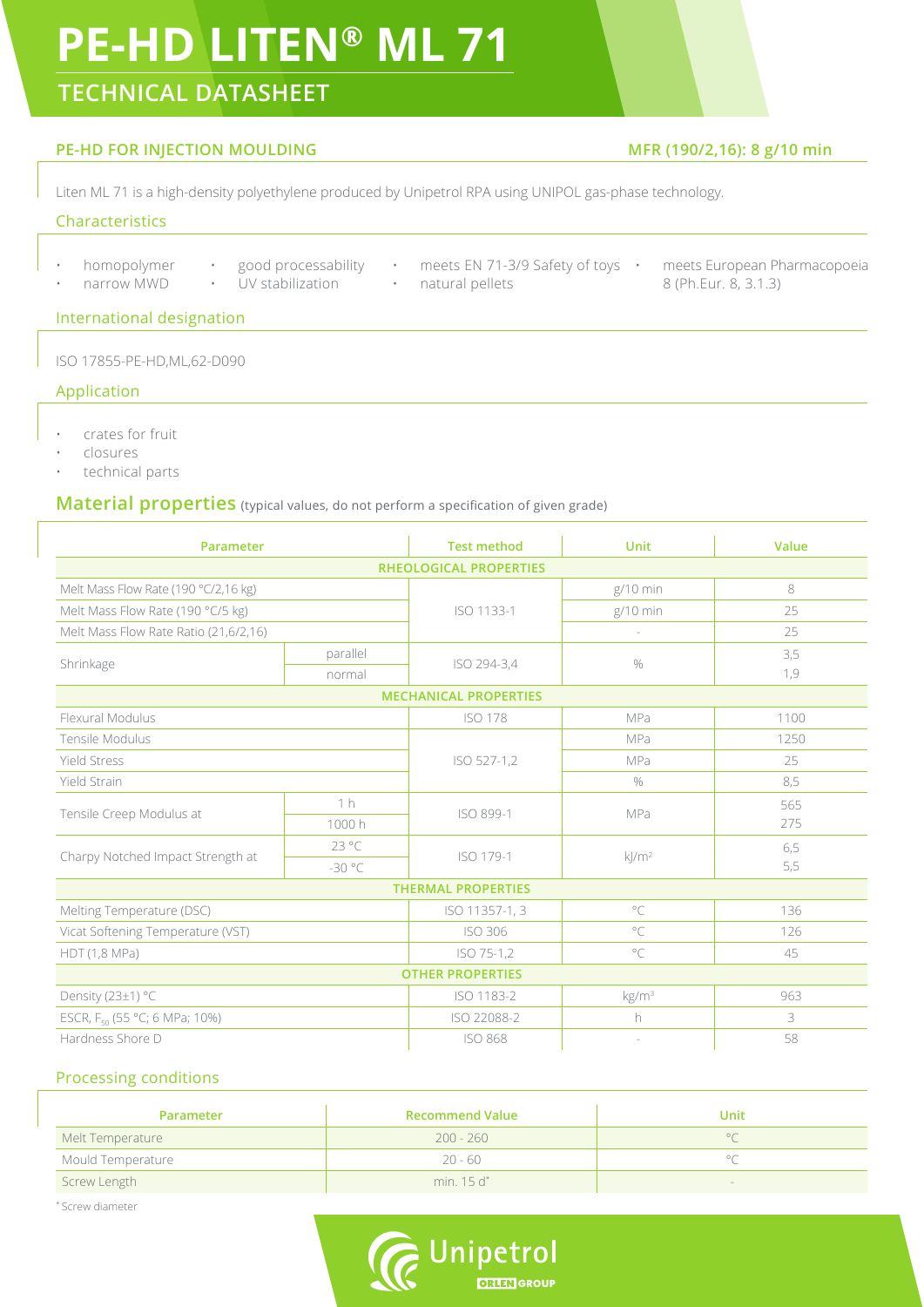# PE-HD LITEN® ML 71

## TECHNICAL DATASHEET

**PE-HD FOR INJECTION MOULDING** — **MFR (190/2,16): 8 g/10 min**

Liten ML 71 is a high-density polyethylene produced by Unipetrol RPA using UNIPOL gas-phase technology.

### Characteristics

- homopolymer
- narrow MWD
- good processability
- UV stabilization
- meets EN 71-3/9 Safety of toys
- natural pellets
- meets European Pharmacopoeia 8 (Ph.Eur. 8, 3.1.3)

### International designation

ISO 17855-PE-HD,ML,62-D090

### Application

- crates for fruit
- closures
- technical parts

## Material properties (typical values, do not perform a specification of given grade)

| Parameter | | Test method | Unit | Value |
|---|---|---|---|---|
| **RHEOLOGICAL PROPERTIES** | | | | |
| Melt Mass Flow Rate (190 °C/2,16 kg) | | ISO 1133-1 | g/10 min | 8 |
| Melt Mass Flow Rate (190 °C/5 kg) | | ISO 1133-1 | g/10 min | 25 |
| Melt Mass Flow Rate Ratio (21,6/2,16) | | ISO 1133-1 | - | 25 |
| Shrinkage | parallel | ISO 294-3,4 | % | 3,5 |
| | normal | | | 1,9 |
| **MECHANICAL PROPERTIES** | | | | |
| Flexural Modulus | | ISO 178 | MPa | 1100 |
| Tensile Modulus | | ISO 527-1,2 | MPa | 1250 |
| Yield Stress | | ISO 527-1,2 | MPa | 25 |
| Yield Strain | | ISO 527-1,2 | % | 8,5 |
| Tensile Creep Modulus at | 1 h | ISO 899-1 | MPa | 565 |
| | 1000 h | | | 275 |
| Charpy Notched Impact Strength at | 23 °C | ISO 179-1 | kJ/m² | 6,5 |
| | -30 °C | | | 5,5 |
| **THERMAL PROPERTIES** | | | | |
| Melting Temperature (DSC) | | ISO 11357-1, 3 | °C | 136 |
| Vicat Softening Temperature (VST) | | ISO 306 | °C | 126 |
| HDT (1,8 MPa) | | ISO 75-1,2 | °C | 45 |
| **OTHER PROPERTIES** | | | | |
| Density (23±1) °C | | ISO 1183-2 | kg/m³ | 963 |
| ESCR, $F_{50}$ (55 °C; 6 MPa; 10%) | | ISO 22088-2 | h | 3 |
| Hardness Shore D | | ISO 868 | - | 58 |

### Processing conditions

| Parameter | Recommend Value | Unit |
|---|---|---|
| Melt Temperature | 200 - 260 | °C |
| Mould Temperature | 20 - 60 | °C |
| Screw Length | min. 15 d* | - |

\* Screw diameter

Unipetrol ORLEN GROUP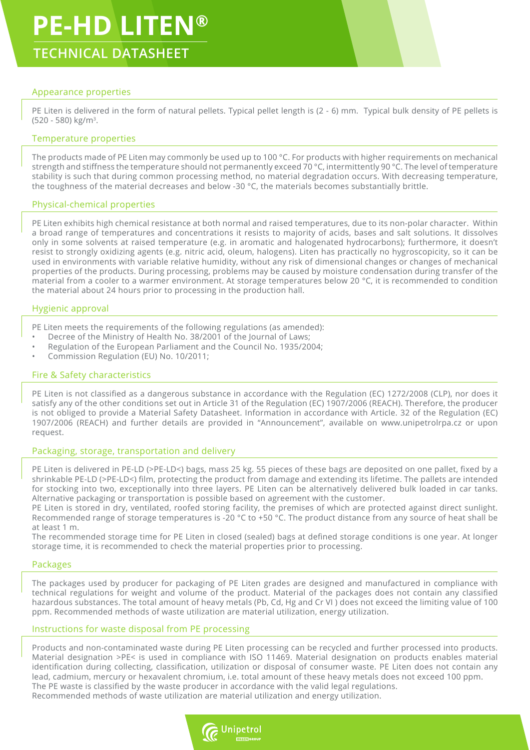# PE-HD LITEN®

## TECHNICAL DATASHEET

### Appearance properties

PE Liten is delivered in the form of natural pellets. Typical pellet length is (2 - 6) mm. Typical bulk density of PE pellets is (520 - 580) kg/m$^3$.

### Temperature properties

The products made of PE Liten may commonly be used up to 100 °C. For products with higher requirements on mechanical strength and stiffness the temperature should not permanently exceed 70 °C, intermittently 90 °C. The level of temperature stability is such that during common processing method, no material degradation occurs. With decreasing temperature, the toughness of the material decreases and below -30 °C, the materials becomes substantially brittle.

### Physical-chemical properties

PE Liten exhibits high chemical resistance at both normal and raised temperatures, due to its non-polar character. Within a broad range of temperatures and concentrations it resists to majority of acids, bases and salt solutions. It dissolves only in some solvents at raised temperature (e.g. in aromatic and halogenated hydrocarbons); furthermore, it doesn't resist to strongly oxidizing agents (e.g. nitric acid, oleum, halogens). Liten has practically no hygroscopicity, so it can be used in environments with variable relative humidity, without any risk of dimensional changes or changes of mechanical properties of the products. During processing, problems may be caused by moisture condensation during transfer of the material from a cooler to a warmer environment. At storage temperatures below 20 °C, it is recommended to condition the material about 24 hours prior to processing in the production hall.

### Hygienic approval

PE Liten meets the requirements of the following regulations (as amended):

- Decree of the Ministry of Health No. 38/2001 of the Journal of Laws;
- Regulation of the European Parliament and the Council No. 1935/2004;
- Commission Regulation (EU) No. 10/2011;

### Fire & Safety characteristics

PE Liten is not classified as a dangerous substance in accordance with the Regulation (EC) 1272/2008 (CLP), nor does it satisfy any of the other conditions set out in Article 31 of the Regulation (EC) 1907/2006 (REACH). Therefore, the producer is not obliged to provide a Material Safety Datasheet. Information in accordance with Article. 32 of the Regulation (EC) 1907/2006 (REACH) and further details are provided in "Announcement", available on www.unipetrolrpa.cz or upon request.

### Packaging, storage, transportation and delivery

PE Liten is delivered in PE-LD (>PE-LD<) bags, mass 25 kg. 55 pieces of these bags are deposited on one pallet, fixed by a shrinkable PE-LD (>PE-LD<) film, protecting the product from damage and extending its lifetime. The pallets are intended for stocking into two, exceptionally into three layers. PE Liten can be alternatively delivered bulk loaded in car tanks. Alternative packaging or transportation is possible based on agreement with the customer.

PE Liten is stored in dry, ventilated, roofed storing facility, the premises of which are protected against direct sunlight. Recommended range of storage temperatures is -20 °C to +50 °C. The product distance from any source of heat shall be at least 1 m.

The recommended storage time for PE Liten in closed (sealed) bags at defined storage conditions is one year. At longer storage time, it is recommended to check the material properties prior to processing.

### Packages

The packages used by producer for packaging of PE Liten grades are designed and manufactured in compliance with technical regulations for weight and volume of the product. Material of the packages does not contain any classified hazardous substances. The total amount of heavy metals (Pb, Cd, Hg and Cr VI ) does not exceed the limiting value of 100 ppm. Recommended methods of waste utilization are material utilization, energy utilization.

### Instructions for waste disposal from PE processing

Products and non-contaminated waste during PE Liten processing can be recycled and further processed into products. Material designation >PE< is used in compliance with ISO 11469. Material designation on products enables material identification during collecting, classification, utilization or disposal of consumer waste. PE Liten does not contain any lead, cadmium, mercury or hexavalent chromium, i.e. total amount of these heavy metals does not exceed 100 ppm.
The PE waste is classified by the waste producer in accordance with the valid legal regulations.
Recommended methods of waste utilization are material utilization and energy utilization.